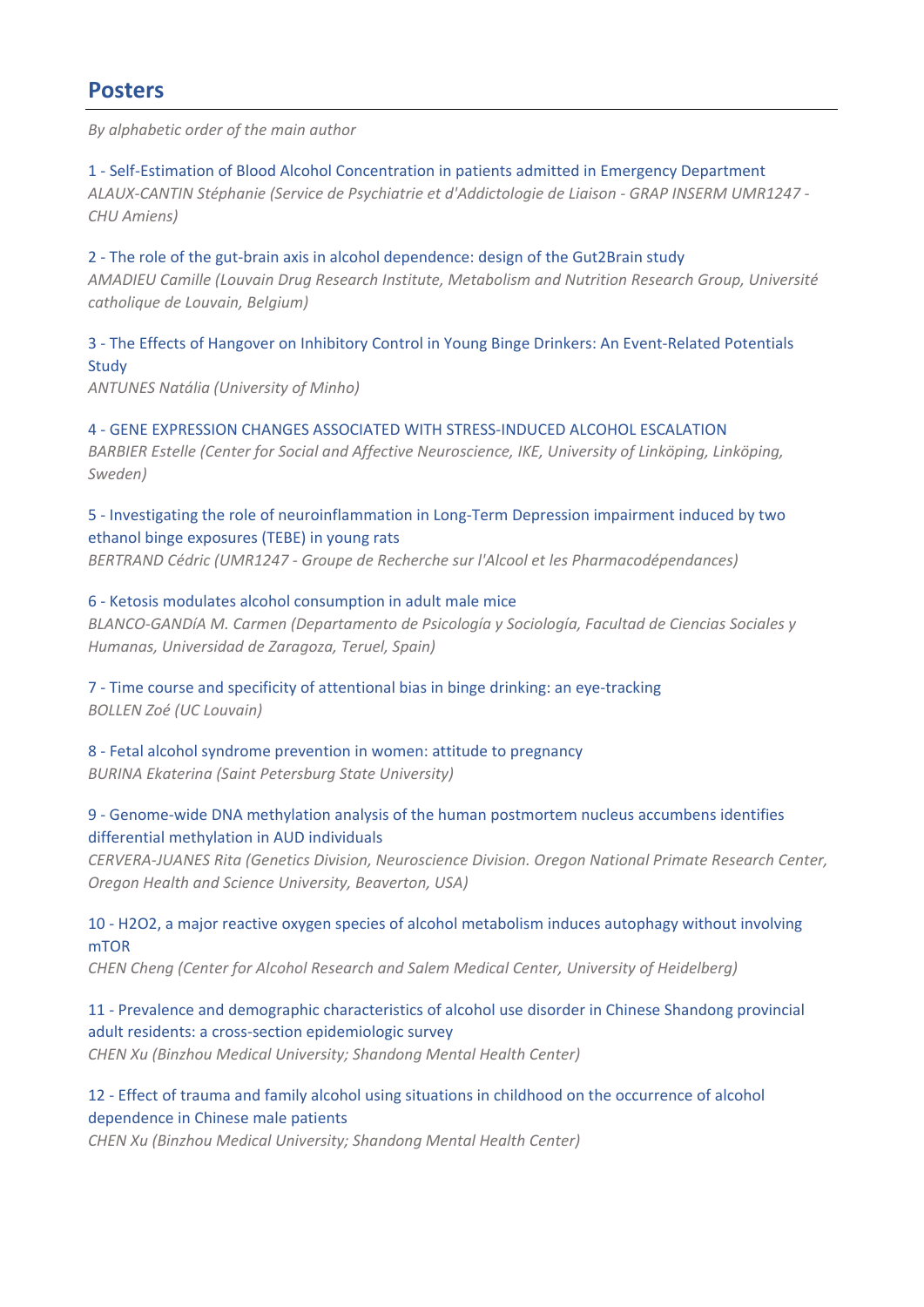## Posters

*By alphabetic order of the main author*

1 - Self-Estimation of Blood Alcohol Concentration in patients admitted in Emergency Department
*ALAUX-CANTIN Stéphanie (Service de Psychiatrie et d'Addictologie de Liaison - GRAP INSERM UMR1247 - CHU Amiens)*

2 - The role of the gut-brain axis in alcohol dependence: design of the Gut2Brain study
*AMADIEU Camille (Louvain Drug Research Institute, Metabolism and Nutrition Research Group, Université catholique de Louvain, Belgium)*

3 - The Effects of Hangover on Inhibitory Control in Young Binge Drinkers: An Event-Related Potentials Study
*ANTUNES Natália (University of Minho)*

4 - GENE EXPRESSION CHANGES ASSOCIATED WITH STRESS-INDUCED ALCOHOL ESCALATION
*BARBIER Estelle (Center for Social and Affective Neuroscience, IKE, University of Linköping, Linköping, Sweden)*

5 - Investigating the role of neuroinflammation in Long-Term Depression impairment induced by two ethanol binge exposures (TEBE) in young rats
*BERTRAND Cédric (UMR1247 - Groupe de Recherche sur l'Alcool et les Pharmacodépendances)*

6 - Ketosis modulates alcohol consumption in adult male mice
*BLANCO-GANDíA M. Carmen (Departamento de Psicología y Sociología, Facultad de Ciencias Sociales y Humanas, Universidad de Zaragoza, Teruel, Spain)*

7 - Time course and specificity of attentional bias in binge drinking: an eye-tracking
*BOLLEN Zoé (UC Louvain)*

8 - Fetal alcohol syndrome prevention in women: attitude to pregnancy
*BURINA Ekaterina (Saint Petersburg State University)*

9 - Genome-wide DNA methylation analysis of the human postmortem nucleus accumbens identifies differential methylation in AUD individuals
*CERVERA-JUANES Rita (Genetics Division, Neuroscience Division. Oregon National Primate Research Center, Oregon Health and Science University, Beaverton, USA)*

10 - H2O2, a major reactive oxygen species of alcohol metabolism induces autophagy without involving mTOR
*CHEN Cheng (Center for Alcohol Research and Salem Medical Center, University of Heidelberg)*

11 - Prevalence and demographic characteristics of alcohol use disorder in Chinese Shandong provincial adult residents: a cross-section epidemiologic survey
*CHEN Xu (Binzhou Medical University; Shandong Mental Health Center)*

12 - Effect of trauma and family alcohol using situations in childhood on the occurrence of alcohol dependence in Chinese male patients
*CHEN Xu (Binzhou Medical University; Shandong Mental Health Center)*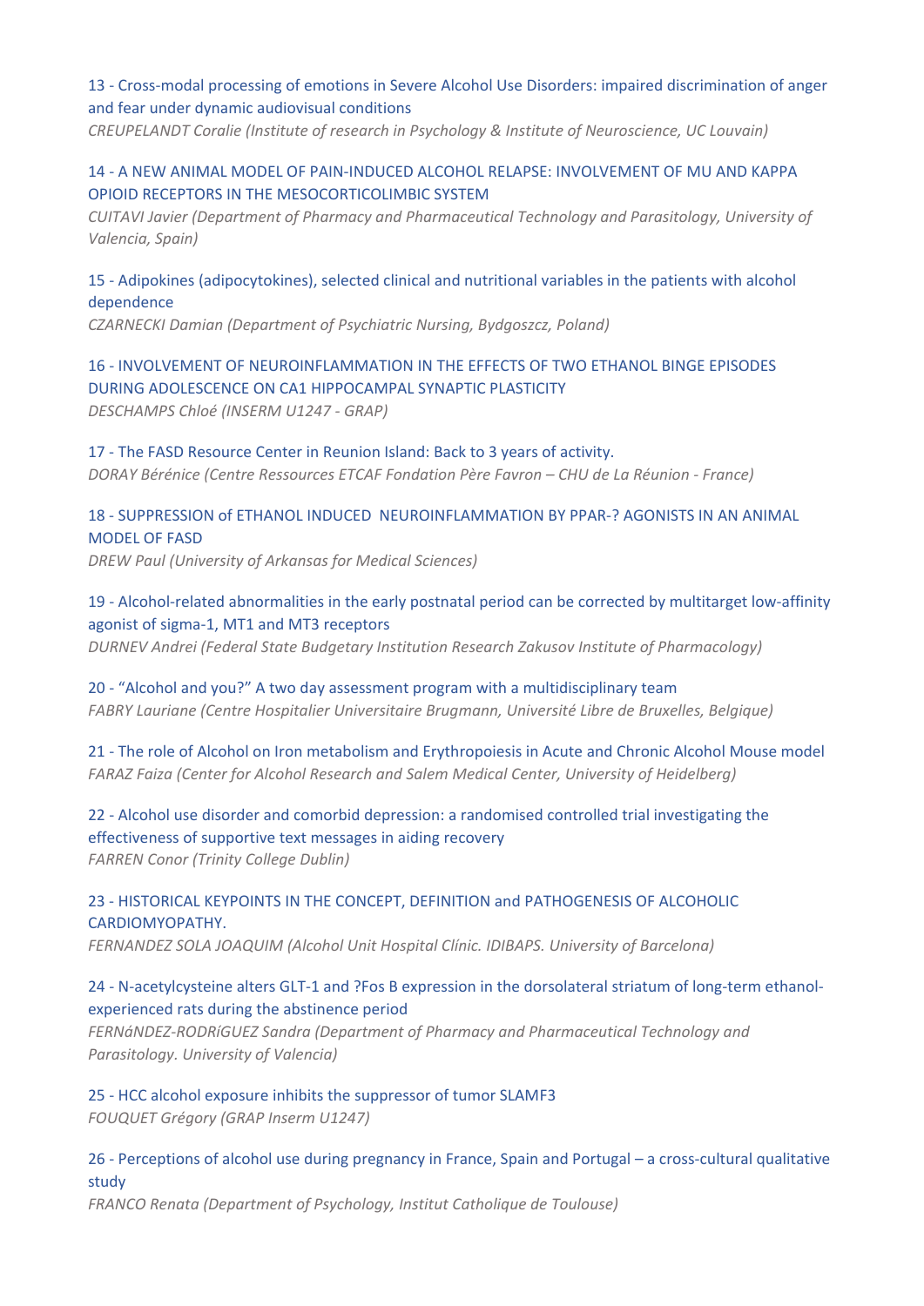13 - Cross-modal processing of emotions in Severe Alcohol Use Disorders: impaired discrimination of anger and fear under dynamic audiovisual conditions
*CREUPELANDT Coralie (Institute of research in Psychology & Institute of Neuroscience, UC Louvain)*

14 - A NEW ANIMAL MODEL OF PAIN-INDUCED ALCOHOL RELAPSE: INVOLVEMENT OF MU AND KAPPA OPIOID RECEPTORS IN THE MESOCORTICOLIMBIC SYSTEM
*CUITAVI Javier (Department of Pharmacy and Pharmaceutical Technology and Parasitology, University of Valencia, Spain)*

15 - Adipokines (adipocytokines), selected clinical and nutritional variables in the patients with alcohol dependence
*CZARNECKI Damian (Department of Psychiatric Nursing, Bydgoszcz, Poland)*

16 - INVOLVEMENT OF NEUROINFLAMMATION IN THE EFFECTS OF TWO ETHANOL BINGE EPISODES DURING ADOLESCENCE ON CA1 HIPPOCAMPAL SYNAPTIC PLASTICITY
*DESCHAMPS Chloé (INSERM U1247 - GRAP)*

17 - The FASD Resource Center in Reunion Island: Back to 3 years of activity.
*DORAY Bérénice (Centre Ressources ETCAF Fondation Père Favron – CHU de La Réunion - France)*

18 - SUPPRESSION of ETHANOL INDUCED NEUROINFLAMMATION BY PPAR-? AGONISTS IN AN ANIMAL MODEL OF FASD
*DREW Paul (University of Arkansas for Medical Sciences)*

19 - Alcohol-related abnormalities in the early postnatal period can be corrected by multitarget low-affinity agonist of sigma-1, MT1 and MT3 receptors
*DURNEV Andrei (Federal State Budgetary Institution Research Zakusov Institute of Pharmacology)*

20 - “Alcohol and you?” A two day assessment program with a multidisciplinary team
*FABRY Lauriane (Centre Hospitalier Universitaire Brugmann, Université Libre de Bruxelles, Belgique)*

21 - The role of Alcohol on Iron metabolism and Erythropoiesis in Acute and Chronic Alcohol Mouse model
*FARAZ Faiza (Center for Alcohol Research and Salem Medical Center, University of Heidelberg)*

22 - Alcohol use disorder and comorbid depression: a randomised controlled trial investigating the effectiveness of supportive text messages in aiding recovery
*FARREN Conor (Trinity College Dublin)*

23 - HISTORICAL KEYPOINTS IN THE CONCEPT, DEFINITION and PATHOGENESIS OF ALCOHOLIC CARDIOMYOPATHY.
*FERNANDEZ SOLA JOAQUIM (Alcohol Unit Hospital Clínic. IDIBAPS. University of Barcelona)*

24 - N-acetylcysteine alters GLT-1 and ?Fos B expression in the dorsolateral striatum of long-term ethanol-experienced rats during the abstinence period
*FERNáNDEZ-RODRíGUEZ Sandra (Department of Pharmacy and Pharmaceutical Technology and Parasitology. University of Valencia)*

25 - HCC alcohol exposure inhibits the suppressor of tumor SLAMF3
*FOUQUET Grégory (GRAP Inserm U1247)*

26 - Perceptions of alcohol use during pregnancy in France, Spain and Portugal – a cross-cultural qualitative study
*FRANCO Renata (Department of Psychology, Institut Catholique de Toulouse)*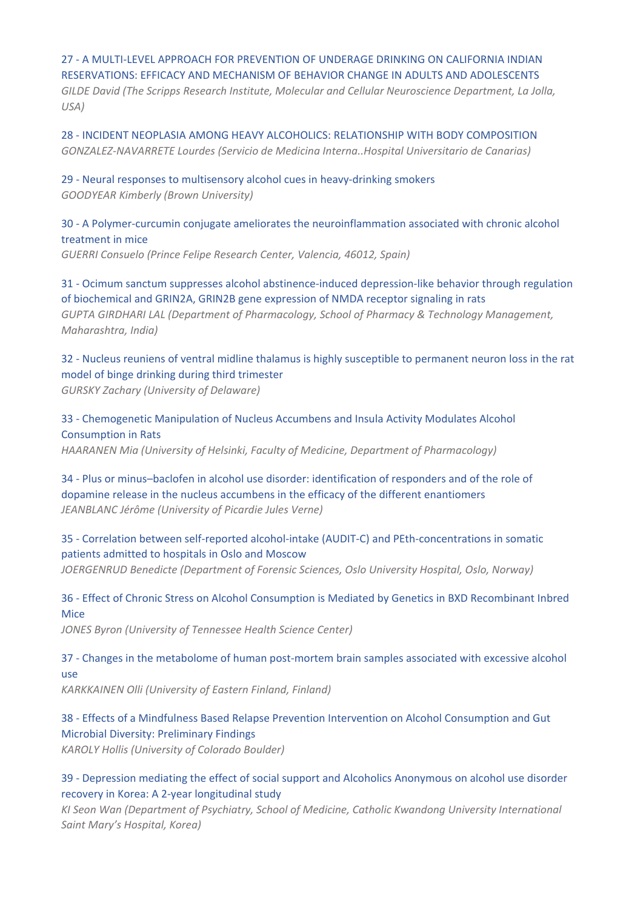27 - A MULTI-LEVEL APPROACH FOR PREVENTION OF UNDERAGE DRINKING ON CALIFORNIA INDIAN RESERVATIONS: EFFICACY AND MECHANISM OF BEHAVIOR CHANGE IN ADULTS AND ADOLESCENTS
*GILDE David (The Scripps Research Institute, Molecular and Cellular Neuroscience Department, La Jolla, USA)*

28 - INCIDENT NEOPLASIA AMONG HEAVY ALCOHOLICS: RELATIONSHIP WITH BODY COMPOSITION
*GONZALEZ-NAVARRETE Lourdes (Servicio de Medicina Interna..Hospital Universitario de Canarias)*

29 - Neural responses to multisensory alcohol cues in heavy-drinking smokers
*GOODYEAR Kimberly (Brown University)*

30 - A Polymer-curcumin conjugate ameliorates the neuroinflammation associated with chronic alcohol treatment in mice
*GUERRI Consuelo (Prince Felipe Research Center, Valencia, 46012, Spain)*

31 - Ocimum sanctum suppresses alcohol abstinence-induced depression-like behavior through regulation of biochemical and GRIN2A, GRIN2B gene expression of NMDA receptor signaling in rats
*GUPTA GIRDHARI LAL (Department of Pharmacology, School of Pharmacy & Technology Management, Maharashtra, India)*

32 - Nucleus reuniens of ventral midline thalamus is highly susceptible to permanent neuron loss in the rat model of binge drinking during third trimester
*GURSKY Zachary (University of Delaware)*

33 - Chemogenetic Manipulation of Nucleus Accumbens and Insula Activity Modulates Alcohol Consumption in Rats
*HAARANEN Mia (University of Helsinki, Faculty of Medicine, Department of Pharmacology)*

34 - Plus or minus–baclofen in alcohol use disorder: identification of responders and of the role of dopamine release in the nucleus accumbens in the efficacy of the different enantiomers
*JEANBLANC Jérôme (University of Picardie Jules Verne)*

35 - Correlation between self-reported alcohol-intake (AUDIT-C) and PEth-concentrations in somatic patients admitted to hospitals in Oslo and Moscow
*JOERGENRUD Benedicte (Department of Forensic Sciences, Oslo University Hospital, Oslo, Norway)*

36 - Effect of Chronic Stress on Alcohol Consumption is Mediated by Genetics in BXD Recombinant Inbred Mice
*JONES Byron (University of Tennessee Health Science Center)*

37 - Changes in the metabolome of human post-mortem brain samples associated with excessive alcohol use
*KARKKAINEN Olli (University of Eastern Finland, Finland)*

38 - Effects of a Mindfulness Based Relapse Prevention Intervention on Alcohol Consumption and Gut Microbial Diversity: Preliminary Findings
*KAROLY Hollis (University of Colorado Boulder)*

39 - Depression mediating the effect of social support and Alcoholics Anonymous on alcohol use disorder recovery in Korea: A 2-year longitudinal study
*KI Seon Wan (Department of Psychiatry, School of Medicine, Catholic Kwandong University International Saint Mary's Hospital, Korea)*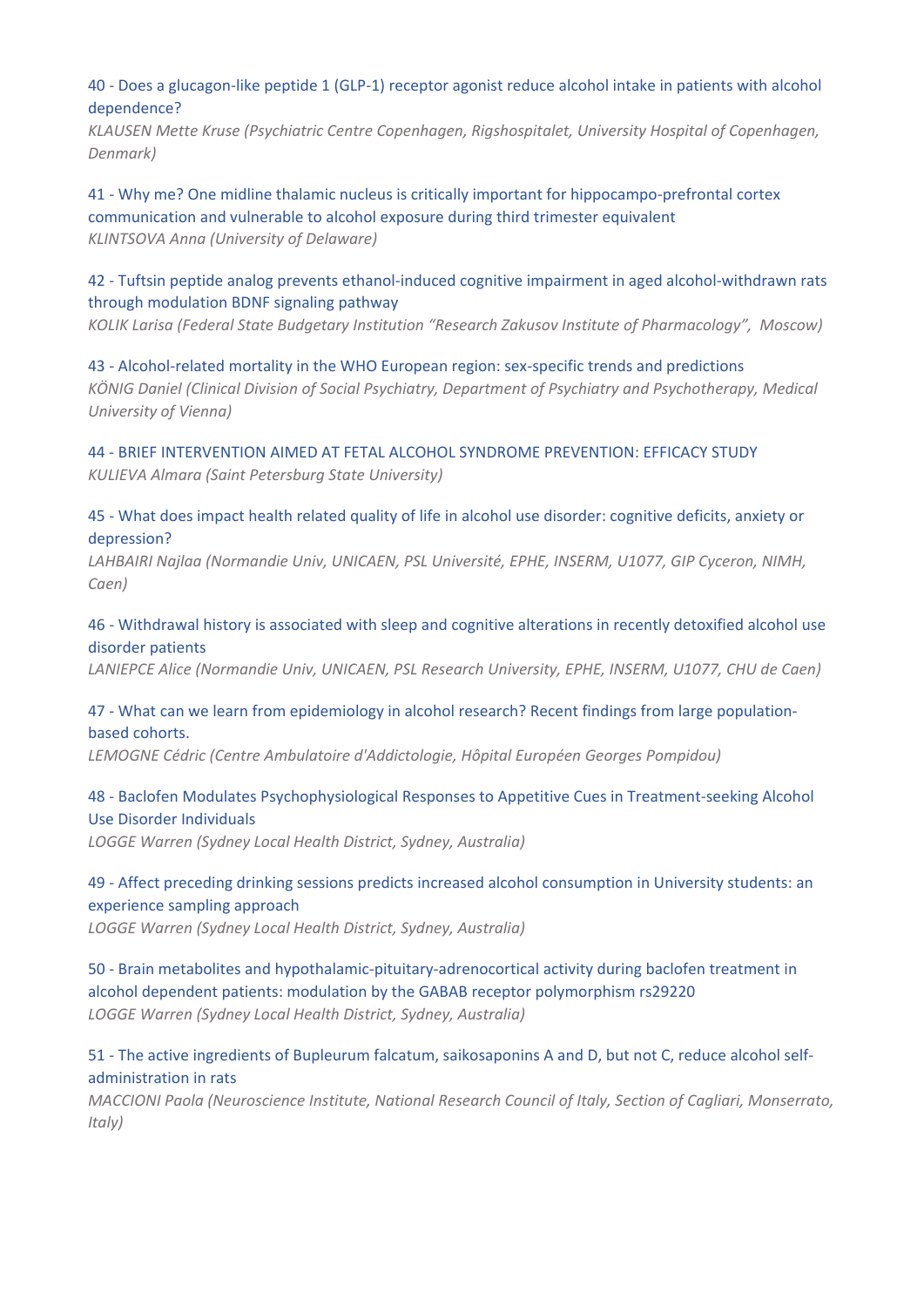40 - Does a glucagon-like peptide 1 (GLP-1) receptor agonist reduce alcohol intake in patients with alcohol dependence?
*KLAUSEN Mette Kruse (Psychiatric Centre Copenhagen, Rigshospitalet, University Hospital of Copenhagen, Denmark)*

41 - Why me? One midline thalamic nucleus is critically important for hippocampo-prefrontal cortex communication and vulnerable to alcohol exposure during third trimester equivalent
*KLINTSOVA Anna (University of Delaware)*

42 - Tuftsin peptide analog prevents ethanol-induced cognitive impairment in aged alcohol-withdrawn rats through modulation BDNF signaling pathway
*KOLIK Larisa (Federal State Budgetary Institution "Research Zakusov Institute of Pharmacology", Moscow)*

43 - Alcohol-related mortality in the WHO European region: sex-specific trends and predictions
*KÖNIG Daniel (Clinical Division of Social Psychiatry, Department of Psychiatry and Psychotherapy, Medical University of Vienna)*

44 - BRIEF INTERVENTION AIMED AT FETAL ALCOHOL SYNDROME PREVENTION: EFFICACY STUDY
*KULIEVA Almara (Saint Petersburg State University)*

45 - What does impact health related quality of life in alcohol use disorder: cognitive deficits, anxiety or depression?
*LAHBAIRI Najlaa (Normandie Univ, UNICAEN, PSL Université, EPHE, INSERM, U1077, GIP Cyceron, NIMH, Caen)*

46 - Withdrawal history is associated with sleep and cognitive alterations in recently detoxified alcohol use disorder patients
*LANIEPCE Alice (Normandie Univ, UNICAEN, PSL Research University, EPHE, INSERM, U1077, CHU de Caen)*

47 - What can we learn from epidemiology in alcohol research? Recent findings from large population-based cohorts.
*LEMOGNE Cédric (Centre Ambulatoire d'Addictologie, Hôpital Européen Georges Pompidou)*

48 - Baclofen Modulates Psychophysiological Responses to Appetitive Cues in Treatment-seeking Alcohol Use Disorder Individuals
*LOGGE Warren (Sydney Local Health District, Sydney, Australia)*

49 - Affect preceding drinking sessions predicts increased alcohol consumption in University students: an experience sampling approach
*LOGGE Warren (Sydney Local Health District, Sydney, Australia)*

50 - Brain metabolites and hypothalamic-pituitary-adrenocortical activity during baclofen treatment in alcohol dependent patients: modulation by the GABAB receptor polymorphism rs29220
*LOGGE Warren (Sydney Local Health District, Sydney, Australia)*

51 - The active ingredients of Bupleurum falcatum, saikosaponins A and D, but not C, reduce alcohol self-administration in rats
*MACCIONI Paola (Neuroscience Institute, National Research Council of Italy, Section of Cagliari, Monserrato, Italy)*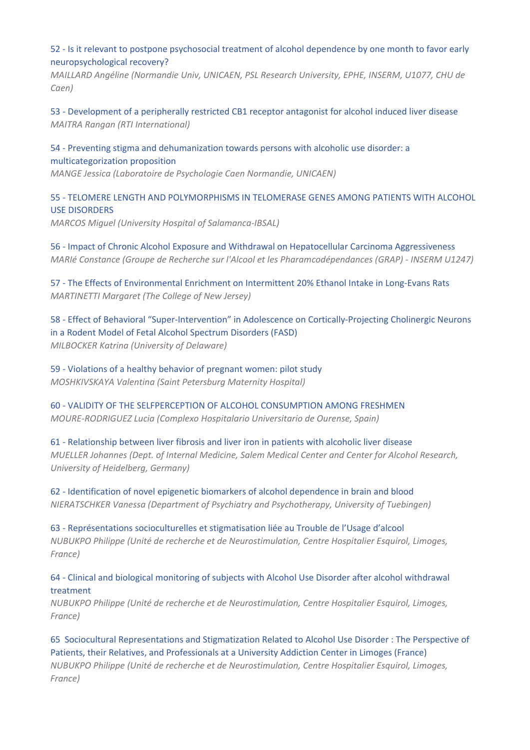52 - Is it relevant to postpone psychosocial treatment of alcohol dependence by one month to favor early neuropsychological recovery?
*MAILLARD Angéline (Normandie Univ, UNICAEN, PSL Research University, EPHE, INSERM, U1077, CHU de Caen)*

53 - Development of a peripherally restricted CB1 receptor antagonist for alcohol induced liver disease
*MAITRA Rangan (RTI International)*

54 - Preventing stigma and dehumanization towards persons with alcoholic use disorder: a multicategorization proposition
*MANGE Jessica (Laboratoire de Psychologie Caen Normandie, UNICAEN)*

55 - TELOMERE LENGTH AND POLYMORPHISMS IN TELOMERASE GENES AMONG PATIENTS WITH ALCOHOL USE DISORDERS
*MARCOS Miguel (University Hospital of Salamanca-IBSAL)*

56 - Impact of Chronic Alcohol Exposure and Withdrawal on Hepatocellular Carcinoma Aggressiveness
*MARIé Constance (Groupe de Recherche sur l'Alcool et les Pharamcodépendances (GRAP) - INSERM U1247)*

57 - The Effects of Environmental Enrichment on Intermittent 20% Ethanol Intake in Long-Evans Rats
*MARTINETTI Margaret (The College of New Jersey)*

58 - Effect of Behavioral "Super-Intervention" in Adolescence on Cortically-Projecting Cholinergic Neurons in a Rodent Model of Fetal Alcohol Spectrum Disorders (FASD)
*MILBOCKER Katrina (University of Delaware)*

59 - Violations of a healthy behavior of pregnant women: pilot study
*MOSHKIVSKAYA Valentina (Saint Petersburg Maternity Hospital)*

60 - VALIDITY OF THE SELFPERCEPTION OF ALCOHOL CONSUMPTION AMONG FRESHMEN
*MOURE-RODRIGUEZ Lucia (Complexo Hospitalario Universitario de Ourense, Spain)*

61 - Relationship between liver fibrosis and liver iron in patients with alcoholic liver disease
*MUELLER Johannes (Dept. of Internal Medicine, Salem Medical Center and Center for Alcohol Research, University of Heidelberg, Germany)*

62 - Identification of novel epigenetic biomarkers of alcohol dependence in brain and blood
*NIERATSCHKER Vanessa (Department of Psychiatry and Psychotherapy, University of Tuebingen)*

63 - Représentations socioculturelles et stigmatisation liée au Trouble de l'Usage d'alcool
*NUBUKPO Philippe (Unité de recherche et de Neurostimulation, Centre Hospitalier Esquirol, Limoges, France)*

64 - Clinical and biological monitoring of subjects with Alcohol Use Disorder after alcohol withdrawal treatment
*NUBUKPO Philippe (Unité de recherche et de Neurostimulation, Centre Hospitalier Esquirol, Limoges, France)*

65 Sociocultural Representations and Stigmatization Related to Alcohol Use Disorder : The Perspective of Patients, their Relatives, and Professionals at a University Addiction Center in Limoges (France)
*NUBUKPO Philippe (Unité de recherche et de Neurostimulation, Centre Hospitalier Esquirol, Limoges, France)*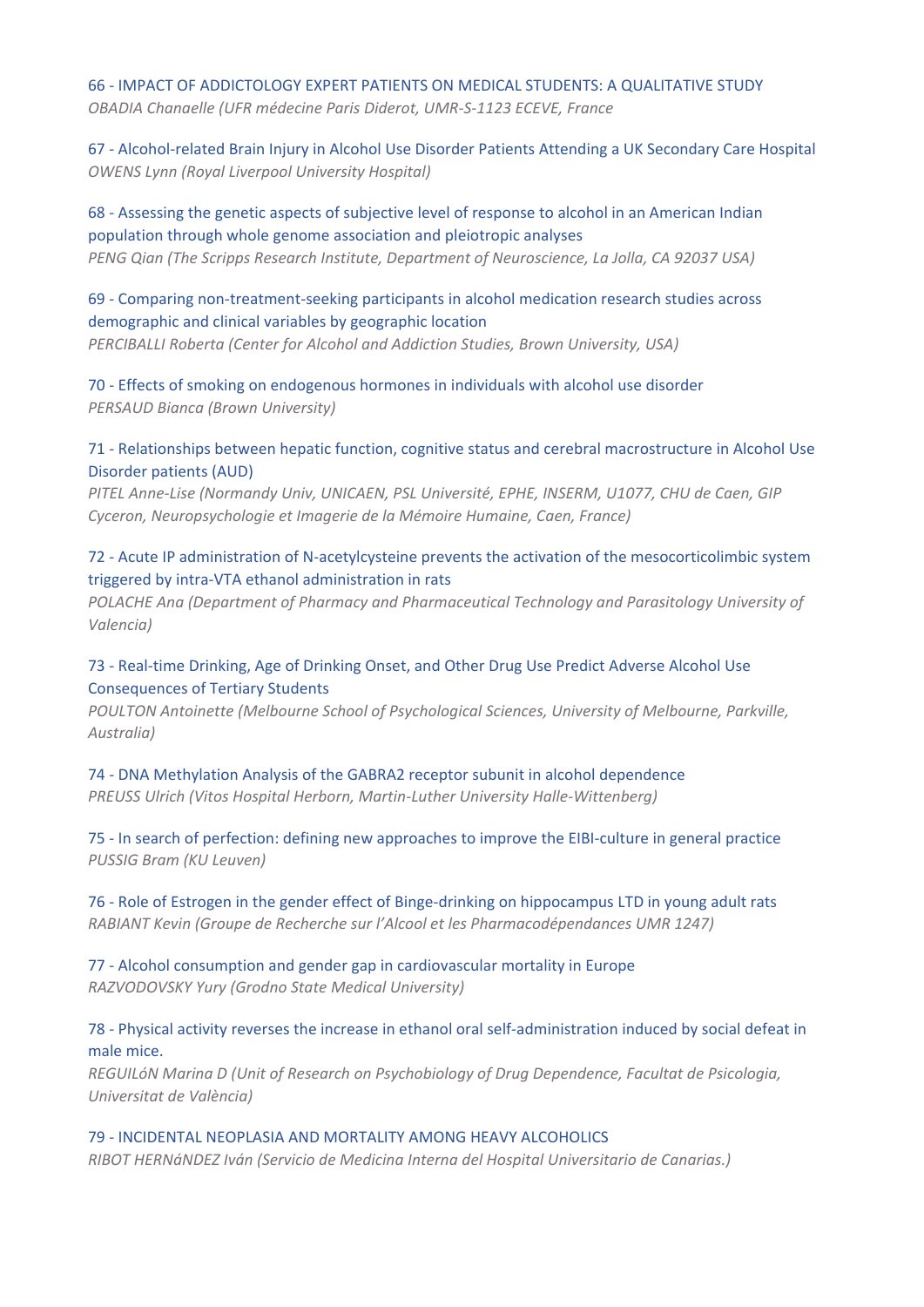66 - IMPACT OF ADDICTOLOGY EXPERT PATIENTS ON MEDICAL STUDENTS: A QUALITATIVE STUDY
*OBADIA Chanaelle (UFR médecine Paris Diderot, UMR-S-1123 ECEVE, France*

67 - Alcohol-related Brain Injury in Alcohol Use Disorder Patients Attending a UK Secondary Care Hospital
*OWENS Lynn (Royal Liverpool University Hospital)*

68 - Assessing the genetic aspects of subjective level of response to alcohol in an American Indian population through whole genome association and pleiotropic analyses
*PENG Qian (The Scripps Research Institute, Department of Neuroscience, La Jolla, CA 92037 USA)*

69 - Comparing non-treatment-seeking participants in alcohol medication research studies across demographic and clinical variables by geographic location
*PERCIBALLI Roberta (Center for Alcohol and Addiction Studies, Brown University, USA)*

70 - Effects of smoking on endogenous hormones in individuals with alcohol use disorder
*PERSAUD Bianca (Brown University)*

71 - Relationships between hepatic function, cognitive status and cerebral macrostructure in Alcohol Use Disorder patients (AUD)
*PITEL Anne-Lise (Normandy Univ, UNICAEN, PSL Université, EPHE, INSERM, U1077, CHU de Caen, GIP Cyceron, Neuropsychologie et Imagerie de la Mémoire Humaine, Caen, France)*

72 - Acute IP administration of N-acetylcysteine prevents the activation of the mesocorticolimbic system triggered by intra-VTA ethanol administration in rats
*POLACHE Ana (Department of Pharmacy and Pharmaceutical Technology and Parasitology University of Valencia)*

73 - Real-time Drinking, Age of Drinking Onset, and Other Drug Use Predict Adverse Alcohol Use Consequences of Tertiary Students
*POULTON Antoinette (Melbourne School of Psychological Sciences, University of Melbourne, Parkville, Australia)*

74 - DNA Methylation Analysis of the GABRA2 receptor subunit in alcohol dependence
*PREUSS Ulrich (Vitos Hospital Herborn, Martin-Luther University Halle-Wittenberg)*

75 - In search of perfection: defining new approaches to improve the EIBI-culture in general practice
*PUSSIG Bram (KU Leuven)*

76 - Role of Estrogen in the gender effect of Binge-drinking on hippocampus LTD in young adult rats
*RABIANT Kevin (Groupe de Recherche sur l'Alcool et les Pharmacodépendances UMR 1247)*

77 - Alcohol consumption and gender gap in cardiovascular mortality in Europe
*RAZVODOVSKY Yury (Grodno State Medical University)*

78 - Physical activity reverses the increase in ethanol oral self-administration induced by social defeat in male mice.
*REGUILóN Marina D (Unit of Research on Psychobiology of Drug Dependence, Facultat de Psicologia, Universitat de València)*

79 - INCIDENTAL NEOPLASIA AND MORTALITY AMONG HEAVY ALCOHOLICS
*RIBOT HERNáNDEZ Iván (Servicio de Medicina Interna del Hospital Universitario de Canarias.)*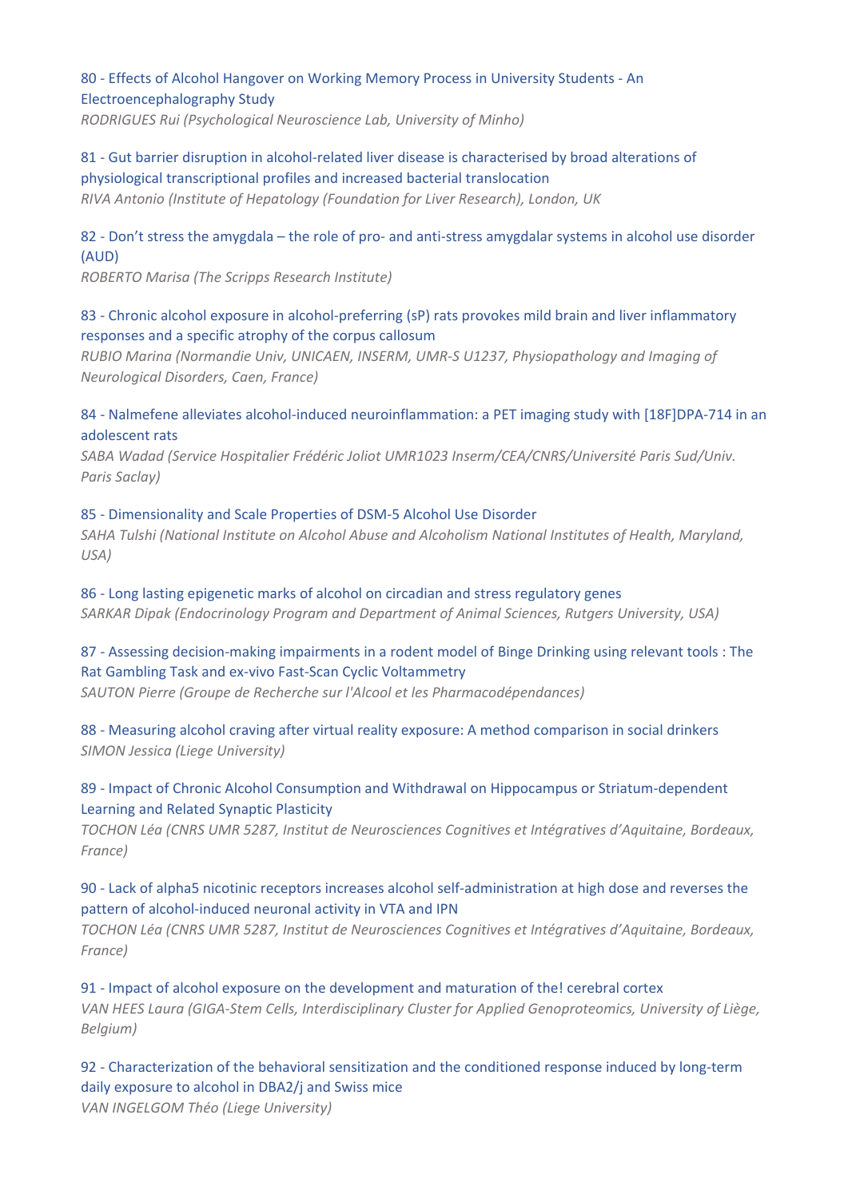80 - Effects of Alcohol Hangover on Working Memory Process in University Students - An Electroencephalography Study
*RODRIGUES Rui (Psychological Neuroscience Lab, University of Minho)*

81 - Gut barrier disruption in alcohol-related liver disease is characterised by broad alterations of physiological transcriptional profiles and increased bacterial translocation
*RIVA Antonio (Institute of Hepatology (Foundation for Liver Research), London, UK*

82 - Don't stress the amygdala – the role of pro- and anti-stress amygdalar systems in alcohol use disorder (AUD)
*ROBERTO Marisa (The Scripps Research Institute)*

83 - Chronic alcohol exposure in alcohol-preferring (sP) rats provokes mild brain and liver inflammatory responses and a specific atrophy of the corpus callosum
*RUBIO Marina (Normandie Univ, UNICAEN, INSERM, UMR-S U1237, Physiopathology and Imaging of Neurological Disorders, Caen, France)*

84 - Nalmefene alleviates alcohol-induced neuroinflammation: a PET imaging study with [18F]DPA-714 in an adolescent rats
*SABA Wadad (Service Hospitalier Frédéric Joliot UMR1023 Inserm/CEA/CNRS/Université Paris Sud/Univ. Paris Saclay)*

85 - Dimensionality and Scale Properties of DSM-5 Alcohol Use Disorder
*SAHA Tulshi (National Institute on Alcohol Abuse and Alcoholism National Institutes of Health, Maryland, USA)*

86 - Long lasting epigenetic marks of alcohol on circadian and stress regulatory genes
*SARKAR Dipak (Endocrinology Program and Department of Animal Sciences, Rutgers University, USA)*

87 - Assessing decision-making impairments in a rodent model of Binge Drinking using relevant tools : The Rat Gambling Task and ex-vivo Fast-Scan Cyclic Voltammetry
*SAUTON Pierre (Groupe de Recherche sur l'Alcool et les Pharmacodépendances)*

88 - Measuring alcohol craving after virtual reality exposure: A method comparison in social drinkers
*SIMON Jessica (Liege University)*

89 - Impact of Chronic Alcohol Consumption and Withdrawal on Hippocampus or Striatum-dependent Learning and Related Synaptic Plasticity
*TOCHON Léa (CNRS UMR 5287, Institut de Neurosciences Cognitives et Intégratives d'Aquitaine, Bordeaux, France)*

90 - Lack of alpha5 nicotinic receptors increases alcohol self-administration at high dose and reverses the pattern of alcohol-induced neuronal activity in VTA and IPN
*TOCHON Léa (CNRS UMR 5287, Institut de Neurosciences Cognitives et Intégratives d'Aquitaine, Bordeaux, France)*

91 - Impact of alcohol exposure on the development and maturation of the! cerebral cortex
*VAN HEES Laura (GIGA-Stem Cells, Interdisciplinary Cluster for Applied Genoproteomics, University of Liège, Belgium)*

92 - Characterization of the behavioral sensitization and the conditioned response induced by long-term daily exposure to alcohol in DBA2/j and Swiss mice
*VAN INGELGOM Théo (Liege University)*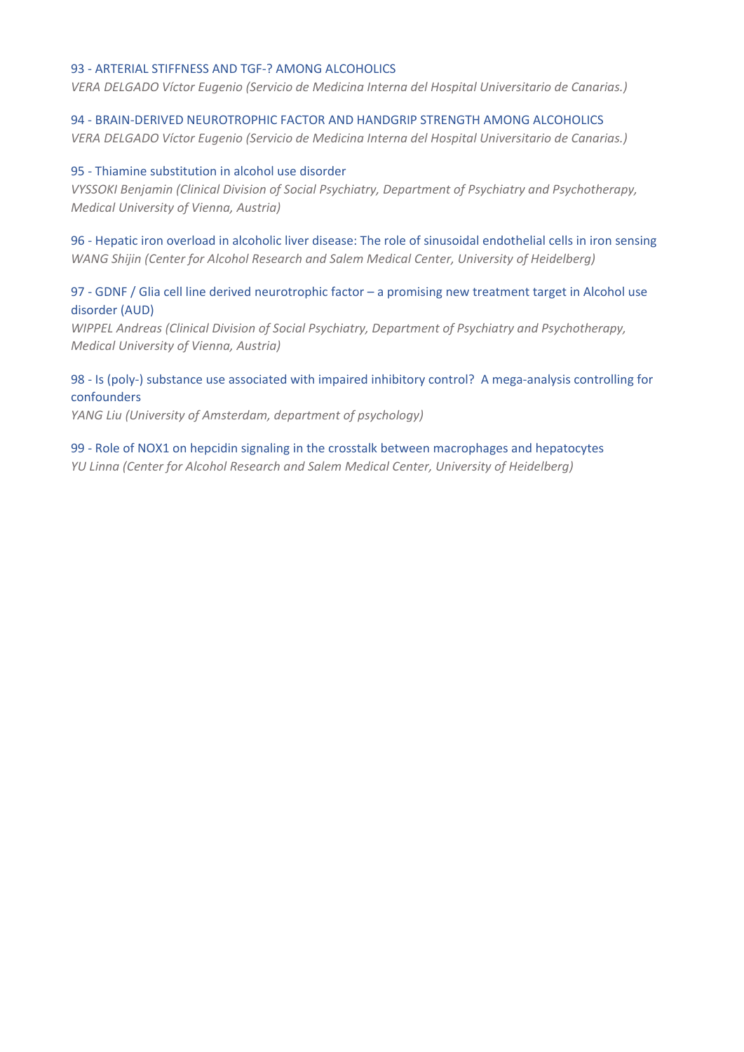93 - ARTERIAL STIFFNESS AND TGF-? AMONG ALCOHOLICS

*VERA DELGADO Víctor Eugenio (Servicio de Medicina Interna del Hospital Universitario de Canarias.)*

94 - BRAIN-DERIVED NEUROTROPHIC FACTOR AND HANDGRIP STRENGTH AMONG ALCOHOLICS

*VERA DELGADO Víctor Eugenio (Servicio de Medicina Interna del Hospital Universitario de Canarias.)*

95 - Thiamine substitution in alcohol use disorder

*VYSSOKI Benjamin (Clinical Division of Social Psychiatry, Department of Psychiatry and Psychotherapy, Medical University of Vienna, Austria)*

96 - Hepatic iron overload in alcoholic liver disease: The role of sinusoidal endothelial cells in iron sensing

*WANG Shijin (Center for Alcohol Research and Salem Medical Center, University of Heidelberg)*

97 - GDNF / Glia cell line derived neurotrophic factor – a promising new treatment target in Alcohol use disorder (AUD)

*WIPPEL Andreas (Clinical Division of Social Psychiatry, Department of Psychiatry and Psychotherapy, Medical University of Vienna, Austria)*

98 - Is (poly-) substance use associated with impaired inhibitory control? A mega-analysis controlling for confounders

*YANG Liu (University of Amsterdam, department of psychology)*

99 - Role of NOX1 on hepcidin signaling in the crosstalk between macrophages and hepatocytes

*YU Linna (Center for Alcohol Research and Salem Medical Center, University of Heidelberg)*